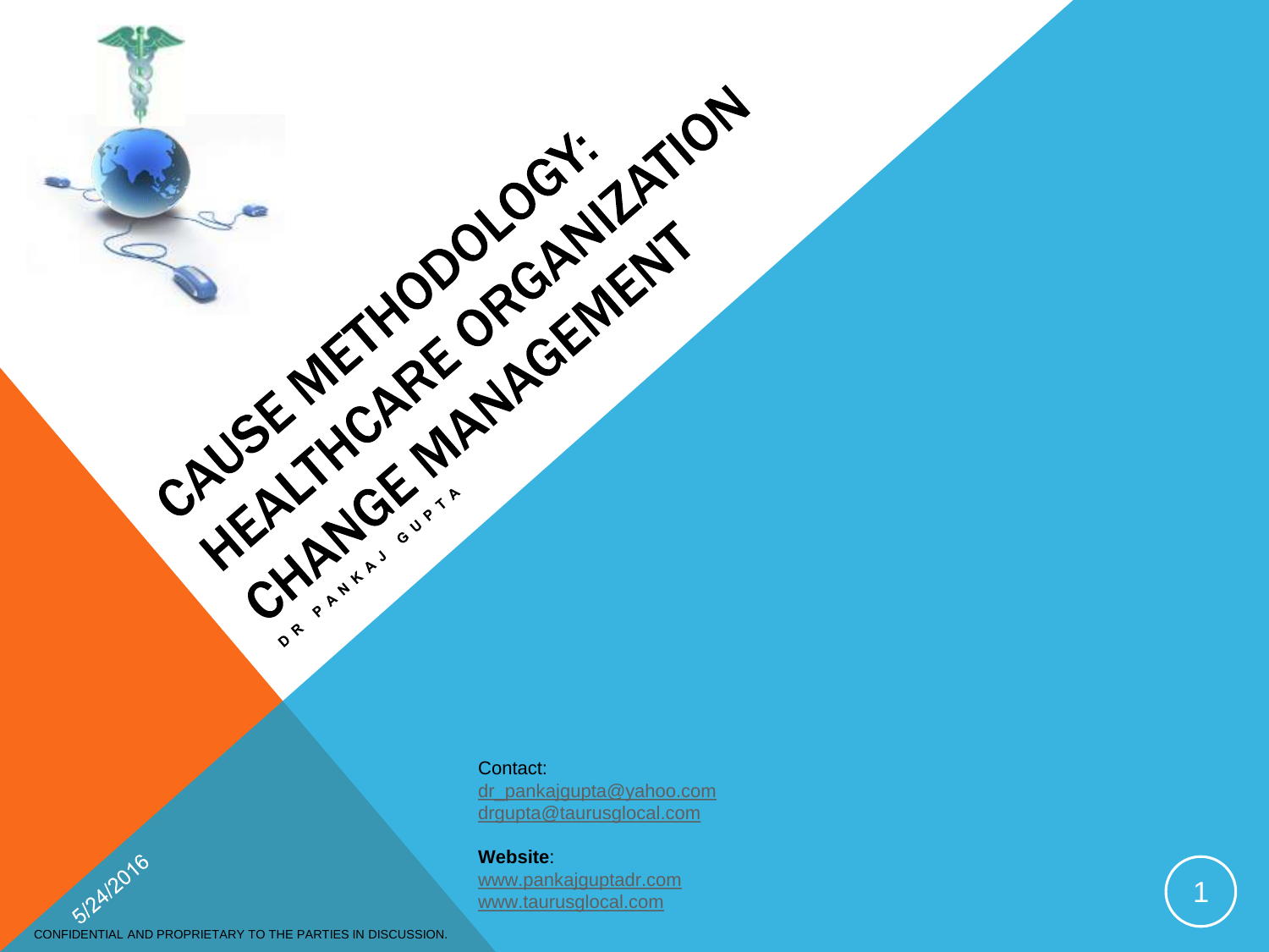# CAUSE METHODOLOGY: HEALTHCARE ORGANIZATION CHANGE MANAGEMENT

DR PANKAJ GUPTA

Contact:
dr_pankajgupta@yahoo.com
drgupta@taurusglocal.com

**Website**:
www.pankajguptadr.com
www.taurusglocal.com

5/24/2016

CONFIDENTIAL AND PROPRIETARY TO THE PARTIES IN DISCUSSION.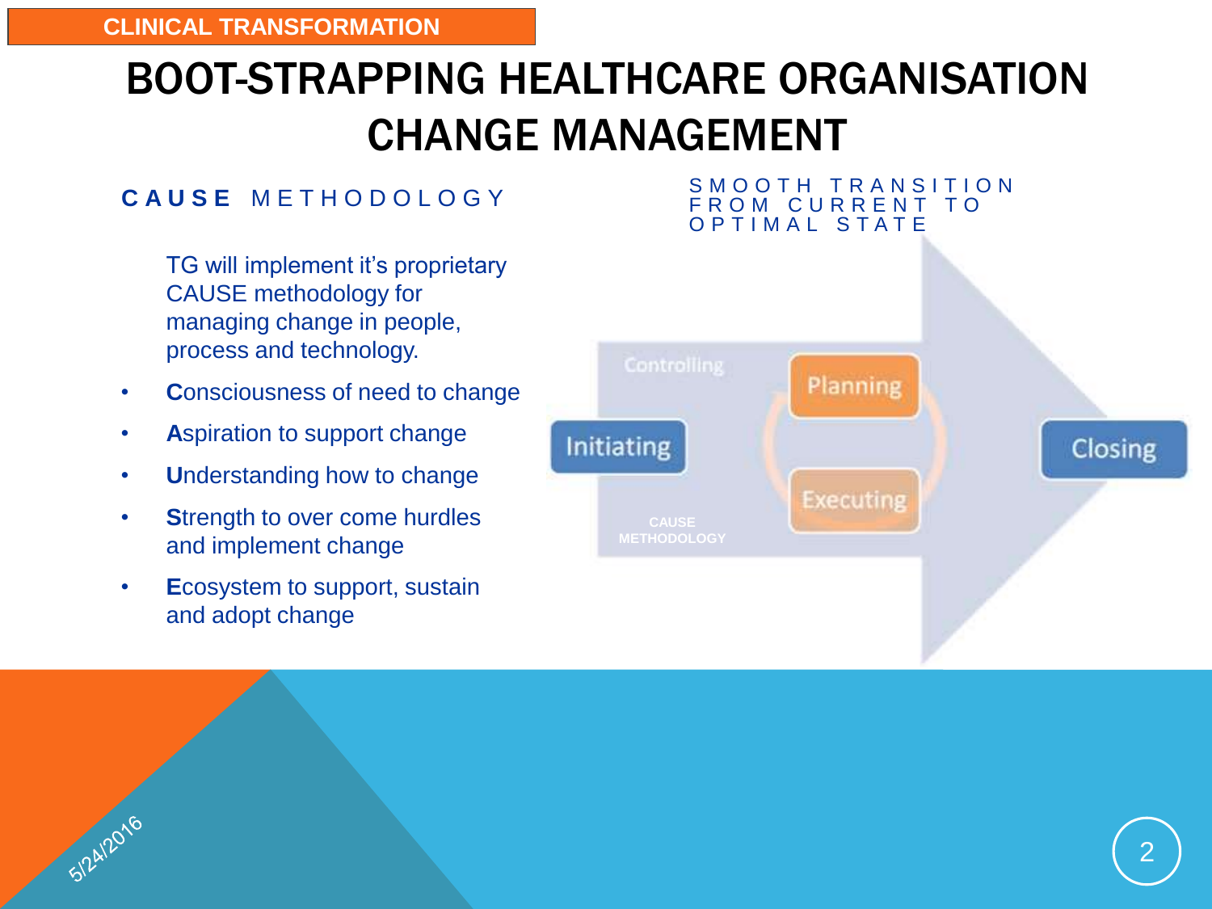CLINICAL TRANSFORMATION

# BOOT-STRAPPING HEALTHCARE ORGANISATION CHANGE MANAGEMENT

## CAUSE METHODOLOGY

TG will implement it's proprietary CAUSE methodology for managing change in people, process and technology.

- **C**onsciousness of need to change
- **A**spiration to support change
- **U**nderstanding how to change
- **S**trength to over come hurdles and implement change
- **E**cosystem to support, sustain and adopt change

## SMOOTH TRANSITION FROM CURRENT TO OPTIMAL STATE

Controlling

Initiating

Planning

Executing

Closing

CAUSE METHODOLOGY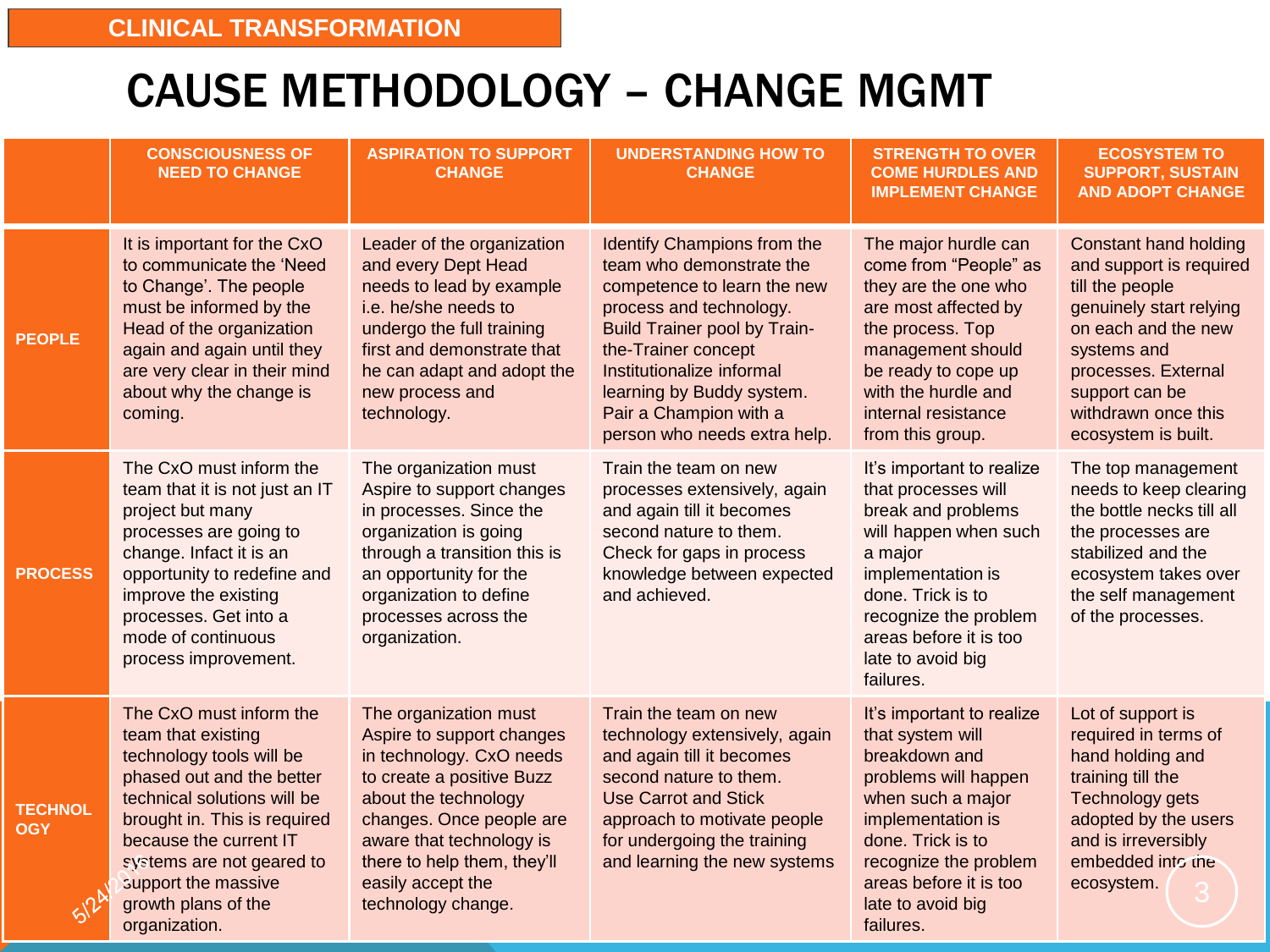CLINICAL TRANSFORMATION

# CAUSE METHODOLOGY – CHANGE MGMT

| | CONSCIOUSNESS OF NEED TO CHANGE | ASPIRATION TO SUPPORT CHANGE | UNDERSTANDING HOW TO CHANGE | STRENGTH TO OVER COME HURDLES AND IMPLEMENT CHANGE | ECOSYSTEM TO SUPPORT, SUSTAIN AND ADOPT CHANGE |
|---|---|---|---|---|---|
| **PEOPLE** | It is important for the CxO to communicate the 'Need to Change'. The people must be informed by the Head of the organization again and again until they are very clear in their mind about why the change is coming. | Leader of the organization and every Dept Head needs to lead by example i.e. he/she needs to undergo the full training first and demonstrate that he can adapt and adopt the new process and technology. | Identify Champions from the team who demonstrate the competence to learn the new process and technology. Build Trainer pool by Train-the-Trainer concept Institutionalize informal learning by Buddy system. Pair a Champion with a person who needs extra help. | The major hurdle can come from "People" as they are the one who are most affected by the process. Top management should be ready to cope up with the hurdle and internal resistance from this group. | Constant hand holding and support is required till the people genuinely start relying on each and the new systems and processes. External support can be withdrawn once this ecosystem is built. |
| **PROCESS** | The CxO must inform the team that it is not just an IT project but many processes are going to change. Infact it is an opportunity to redefine and improve the existing processes. Get into a mode of continuous process improvement. | The organization must Aspire to support changes in processes. Since the organization is going through a transition this is an opportunity for the organization to define processes across the organization. | Train the team on new processes extensively, again and again till it becomes second nature to them. Check for gaps in process knowledge between expected and achieved. | It's important to realize that processes will break and problems will happen when such a major implementation is done. Trick is to recognize the problem areas before it is too late to avoid big failures. | The top management needs to keep clearing the bottle necks till all the processes are stabilized and the ecosystem takes over the self management of the processes. |
| **TECHNOLOGY** | The CxO must inform the team that existing technology tools will be phased out and the better technical solutions will be brought in. This is required because the current IT systems are not geared to support the massive growth plans of the organization. | The organization must Aspire to support changes in technology. CxO needs to create a positive Buzz about the technology changes. Once people are aware that technology is there to help them, they'll easily accept the technology change. | Train the team on new technology extensively, again and again till it becomes second nature to them. Use Carrot and Stick approach to motivate people for undergoing the training and learning the new systems | It's important to realize that system will breakdown and problems will happen when such a major implementation is done. Trick is to recognize the problem areas before it is too late to avoid big failures. | Lot of support is required in terms of hand holding and training till the Technology gets adopted by the users and is irreversibly embedded into the ecosystem. |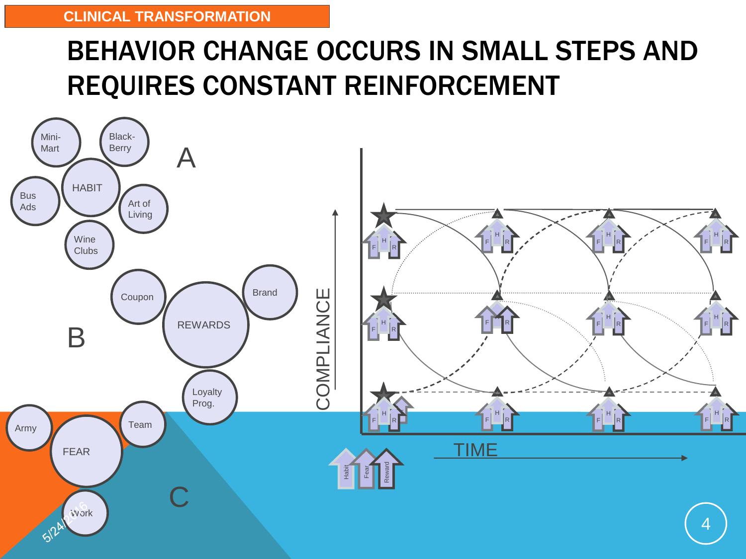CLINICAL TRANSFORMATION

# BEHAVIOR CHANGE OCCURS IN SMALL STEPS AND REQUIRES CONSTANT REINFORCEMENT

A

- HABIT
- Mini-Mart
- Black-Berry
- Bus Ads
- Art of Living
- Wine Clubs

B

- REWARDS
- Coupon
- Brand
- Loyalty Prog.

C

- FEAR
- Army
- Team
- Work

COMPLIANCE

TIME

Habit · Fear · Reward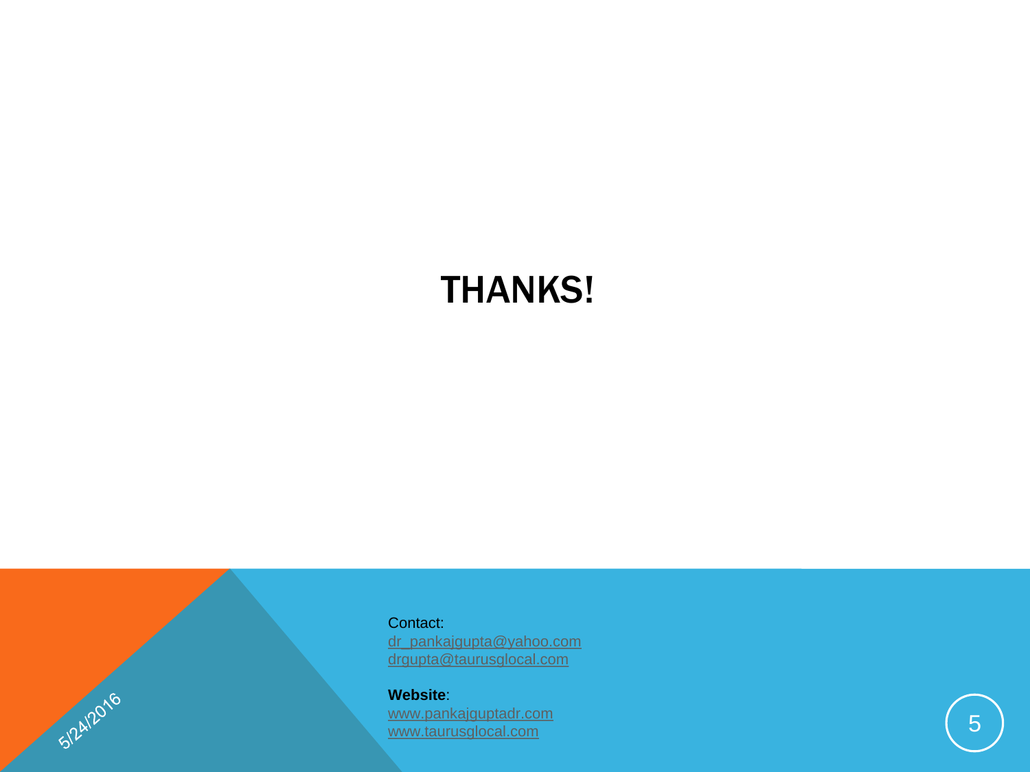# THANKS!

Contact:
dr_pankajgupta@yahoo.com
drgupta@taurusglocal.com

**Website**:
www.pankajguptadr.com
www.taurusglocal.com